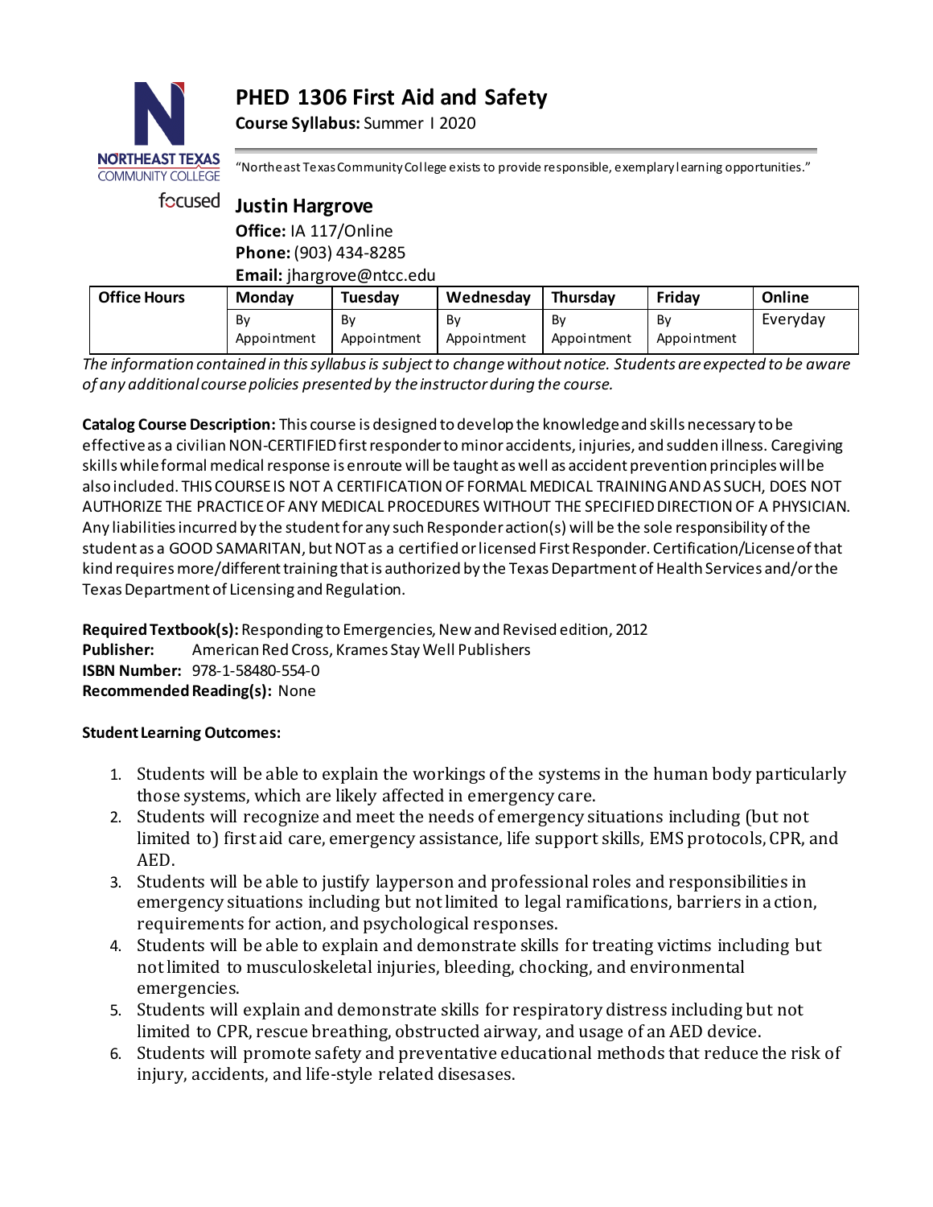# PHED 1306 First Aid and Safety

**Course Syllabus:** Summer I 2020

"Northeast Texas Community College exists to provide responsible, exemplary learning opportunities."

## Justin Hargrove

**Office:** IA 117/Online
**Phone:** (903) 434-8285
**Email:** jhargrove@ntcc.edu

| Office Hours | Monday | Tuesday | Wednesday | Thursday | Friday | Online |
|---|---|---|---|---|---|---|
| | By Appointment | By Appointment | By Appointment | By Appointment | By Appointment | Everyday |

*The information contained in this syllabus is subject to change without notice. Students are expected to be aware of any additional course policies presented by the instructor during the course.*

**Catalog Course Description:** This course is designed to develop the knowledge and skills necessary to be effective as a civilian NON-CERTIFIED first responder to minor accidents, injuries, and sudden illness. Caregiving skills while formal medical response is enroute will be taught as well as accident prevention principles will be also included. THIS COURSE IS NOT A CERTIFICATION OF FORMAL MEDICAL TRAINING AND AS SUCH, DOES NOT AUTHORIZE THE PRACTICE OF ANY MEDICAL PROCEDURES WITHOUT THE SPECIFIED DIRECTION OF A PHYSICIAN. Any liabilities incurred by the student for any such Responder action(s) will be the sole responsibility of the student as a GOOD SAMARITAN, but NOT as a certified or licensed First Responder. Certification/License of that kind requires more/different training that is authorized by the Texas Department of Health Services and/or the Texas Department of Licensing and Regulation.

**Required Textbook(s):** Responding to Emergencies, New and Revised edition, 2012
**Publisher:** American Red Cross, Krames Stay Well Publishers
**ISBN Number:** 978-1-58480-554-0
**Recommended Reading(s):** None

**Student Learning Outcomes:**

1. Students will be able to explain the workings of the systems in the human body particularly those systems, which are likely affected in emergency care.
2. Students will recognize and meet the needs of emergency situations including (but not limited to) first aid care, emergency assistance, life support skills, EMS protocols, CPR, and AED.
3. Students will be able to justify layperson and professional roles and responsibilities in emergency situations including but not limited to legal ramifications, barriers in action, requirements for action, and psychological responses.
4. Students will be able to explain and demonstrate skills for treating victims including but not limited to musculoskeletal injuries, bleeding, chocking, and environmental emergencies.
5. Students will explain and demonstrate skills for respiratory distress including but not limited to CPR, rescue breathing, obstructed airway, and usage of an AED device.
6. Students will promote safety and preventative educational methods that reduce the risk of injury, accidents, and life-style related disesases.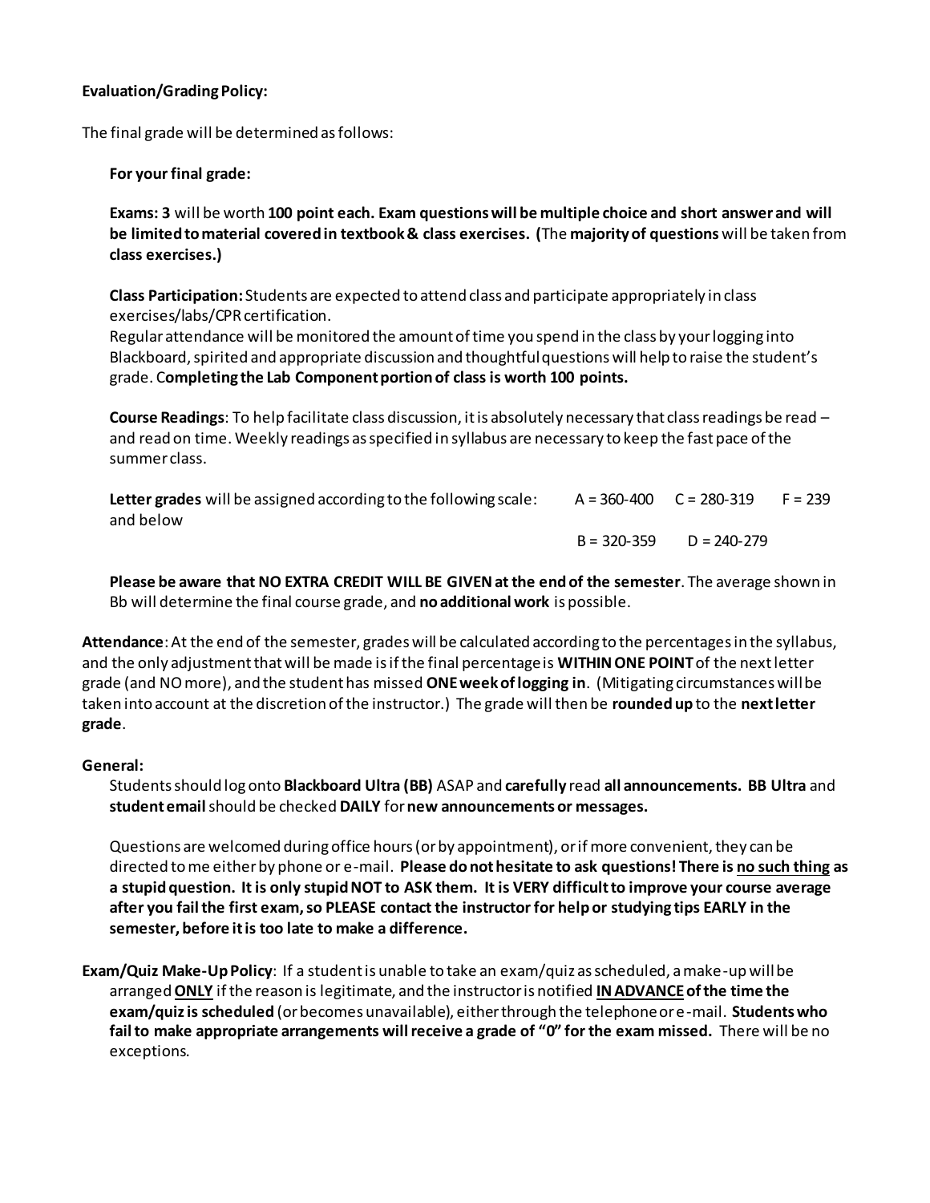**Evaluation/Grading Policy:**

The final grade will be determined as follows:

**For your final grade:**

**Exams: 3** will be worth **100 point each. Exam questions will be multiple choice and short answer and will be limited to material covered in textbook & class exercises. (**The **majority of questions** will be taken from **class exercises.)**

**Class Participation:** Students are expected to attend class and participate appropriately in class exercises/labs/CPR certification.
Regular attendance will be monitored the amount of time you spend in the class by your logging into Blackboard, spirited and appropriate discussion and thoughtful questions will help to raise the student's grade. C**ompleting the Lab Component portion of class is worth 100 points.**

**Course Readings**: To help facilitate class discussion, it is absolutely necessary that class readings be read – and read on time. Weekly readings as specified in syllabus are necessary to keep the fast pace of the summer class.

**Letter grades** will be assigned according to the following scale: A = 360-400 C = 280-319 F = 239 and below
B = 320-359 D = 240-279

**Please be aware that NO EXTRA CREDIT WILL BE GIVEN at the end of the semester**. The average shown in Bb will determine the final course grade, and **no additional work** is possible.

**Attendance**: At the end of the semester, grades will be calculated according to the percentages in the syllabus, and the only adjustment that will be made is if the final percentage is **WITHIN ONE POINT** of the next letter grade (and NO more), and the student has missed **ONE week of logging in**. (Mitigating circumstances will be taken into account at the discretion of the instructor.) The grade will then be **rounded up** to the **next letter grade**.

**General:**

Students should log onto **Blackboard Ultra (BB)** ASAP and **carefully** read **all announcements. BB Ultra** and **student email** should be checked **DAILY** for **new announcements or messages.**

Questions are welcomed during office hours (or by appointment), or if more convenient, they can be directed to me either by phone or e-mail. **Please do not hesitate to ask questions! There is <u>no such thing</u> as a stupid question. It is only stupid NOT to ASK them. It is VERY difficult to improve your course average after you fail the first exam, so PLEASE contact the instructor for help or studying tips EARLY in the semester, before it is too late to make a difference.**

**Exam/Quiz Make-Up Policy**: If a student is unable to take an exam/quiz as scheduled, a make-up will be arranged **<u>ONLY</u>** if the reason is legitimate, and the instructor is notified **<u>IN ADVANCE</u> of the time the exam/quiz is scheduled** (or becomes unavailable), either through the telephone or e-mail. **Students who fail to make appropriate arrangements will receive a grade of "0" for the exam missed.** There will be no exceptions.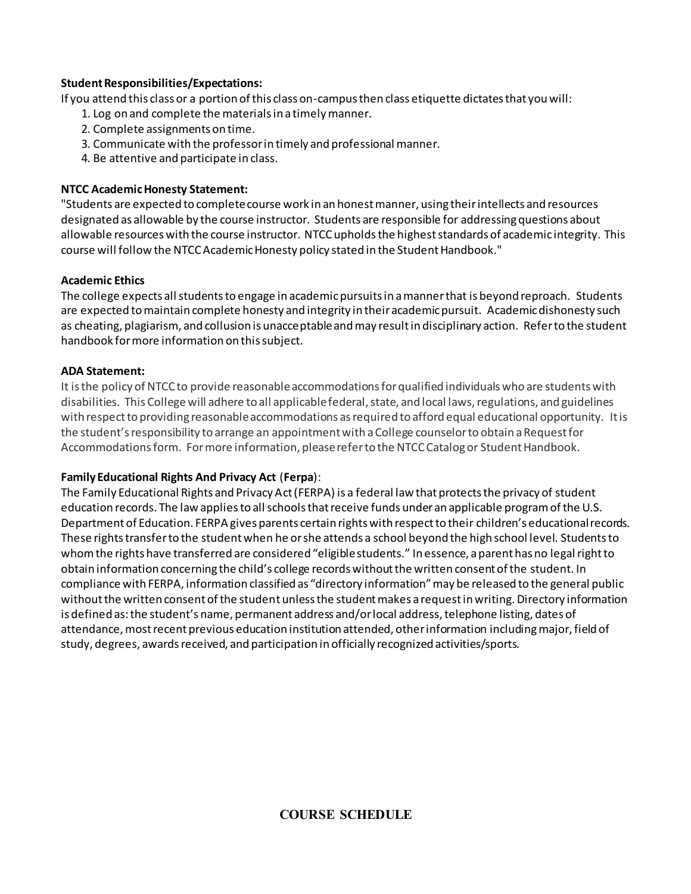**Student Responsibilities/Expectations:**

If you attend this class or a portion of this class on-campus then class etiquette dictates that you will:

1. Log on and complete the materials in a timely manner.
2. Complete assignments on time.
3. Communicate with the professor in timely and professional manner.
4. Be attentive and participate in class.

**NTCC Academic Honesty Statement:**

"Students are expected to complete course work in an honest manner, using their intellects and resources designated as allowable by the course instructor. Students are responsible for addressing questions about allowable resources with the course instructor. NTCC upholds the highest standards of academic integrity. This course will follow the NTCC Academic Honesty policy stated in the Student Handbook."

**Academic Ethics**

The college expects all students to engage in academic pursuits in a manner that is beyond reproach. Students are expected to maintain complete honesty and integrity in their academic pursuit. Academic dishonesty such as cheating, plagiarism, and collusion is unacceptable and may result in disciplinary action. Refer to the student handbook for more information on this subject.

**ADA Statement:**

It is the policy of NTCC to provide reasonable accommodations for qualified individuals who are students with disabilities. This College will adhere to all applicable federal, state, and local laws, regulations, and guidelines with respect to providing reasonable accommodations as required to afford equal educational opportunity. It is the student's responsibility to arrange an appointment with a College counselor to obtain a Request for Accommodations form. For more information, please refer to the NTCC Catalog or Student Handbook.

**Family Educational Rights And Privacy Act** (**Ferpa**):

The Family Educational Rights and Privacy Act (FERPA) is a federal law that protects the privacy of student education records. The law applies to all schools that receive funds under an applicable program of the U.S. Department of Education. FERPA gives parents certain rights with respect to their children's educational records. These rights transfer to the student when he or she attends a school beyond the high school level. Students to whom the rights have transferred are considered "eligible students." In essence, a parent has no legal right to obtain information concerning the child's college records without the written consent of the student. In compliance with FERPA, information classified as "directory information" may be released to the general public without the written consent of the student unless the student makes a request in writing. Directory information is defined as: the student's name, permanent address and/or local address, telephone listing, dates of attendance, most recent previous education institution attended, other information including major, field of study, degrees, awards received, and participation in officially recognized activities/sports.

## COURSE SCHEDULE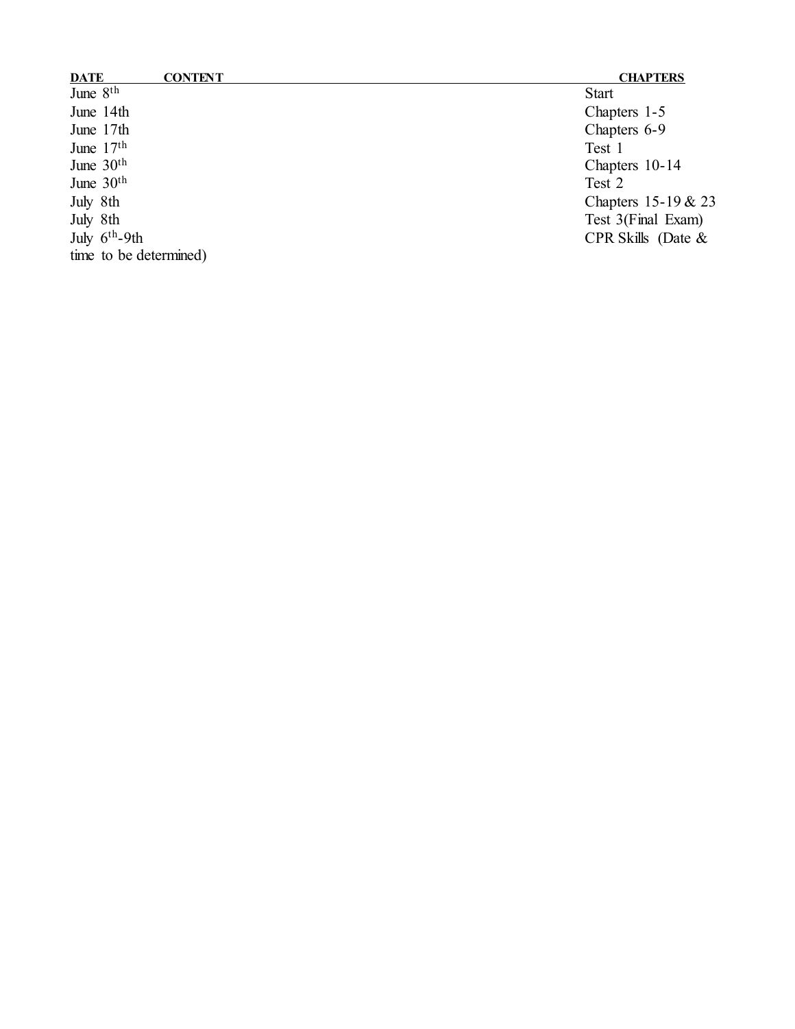| DATE | CONTENT | CHAPTERS |
| --- | --- | --- |
| June 8th | | Start |
| June 14th | | Chapters 1-5 |
| June 17th | | Chapters 6-9 |
| June 17th | | Test 1 |
| June 30th | | Chapters 10-14 |
| June 30th | | Test 2 |
| July 8th | | Chapters 15-19 & 23 |
| July 8th | | Test 3(Final Exam) |
| July 6th-9th | | CPR Skills (Date & time to be determined) |